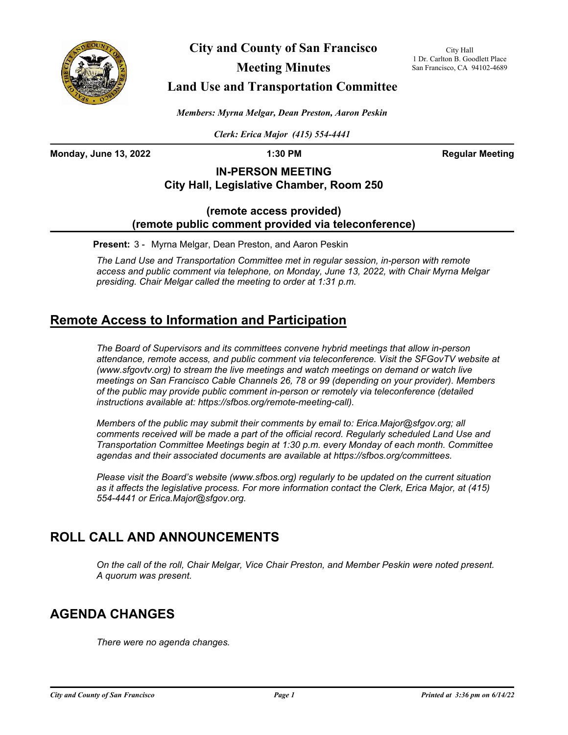# City and County of San Francisco

## Meeting Minutes

## Land Use and Transportation Committee

City Hall
1 Dr. Carlton B. Goodlett Place
San Francisco, CA 94102-4689

*Members: Myrna Melgar, Dean Preston, Aaron Peskin*

*Clerk: Erica Major (415) 554-4441*

**Monday, June 13, 2022** **1:30 PM** **Regular Meeting**

**IN-PERSON MEETING**
**City Hall, Legislative Chamber, Room 250**

**(remote access provided)**
**(remote public comment provided via teleconference)**

**Present:** 3 - Myrna Melgar, Dean Preston, and Aaron Peskin

*The Land Use and Transportation Committee met in regular session, in-person with remote access and public comment via telephone, on Monday, June 13, 2022, with Chair Myrna Melgar presiding. Chair Melgar called the meeting to order at 1:31 p.m.*

## Remote Access to Information and Participation

*The Board of Supervisors and its committees convene hybrid meetings that allow in-person attendance, remote access, and public comment via teleconference. Visit the SFGovTV website at (www.sfgovtv.org) to stream the live meetings and watch meetings on demand or watch live meetings on San Francisco Cable Channels 26, 78 or 99 (depending on your provider). Members of the public may provide public comment in-person or remotely via teleconference (detailed instructions available at: https://sfbos.org/remote-meeting-call).*

*Members of the public may submit their comments by email to: Erica.Major@sfgov.org; all comments received will be made a part of the official record. Regularly scheduled Land Use and Transportation Committee Meetings begin at 1:30 p.m. every Monday of each month. Committee agendas and their associated documents are available at https://sfbos.org/committees.*

*Please visit the Board's website (www.sfbos.org) regularly to be updated on the current situation as it affects the legislative process. For more information contact the Clerk, Erica Major, at (415) 554-4441 or Erica.Major@sfgov.org.*

## ROLL CALL AND ANNOUNCEMENTS

*On the call of the roll, Chair Melgar, Vice Chair Preston, and Member Peskin were noted present. A quorum was present.*

## AGENDA CHANGES

*There were no agenda changes.*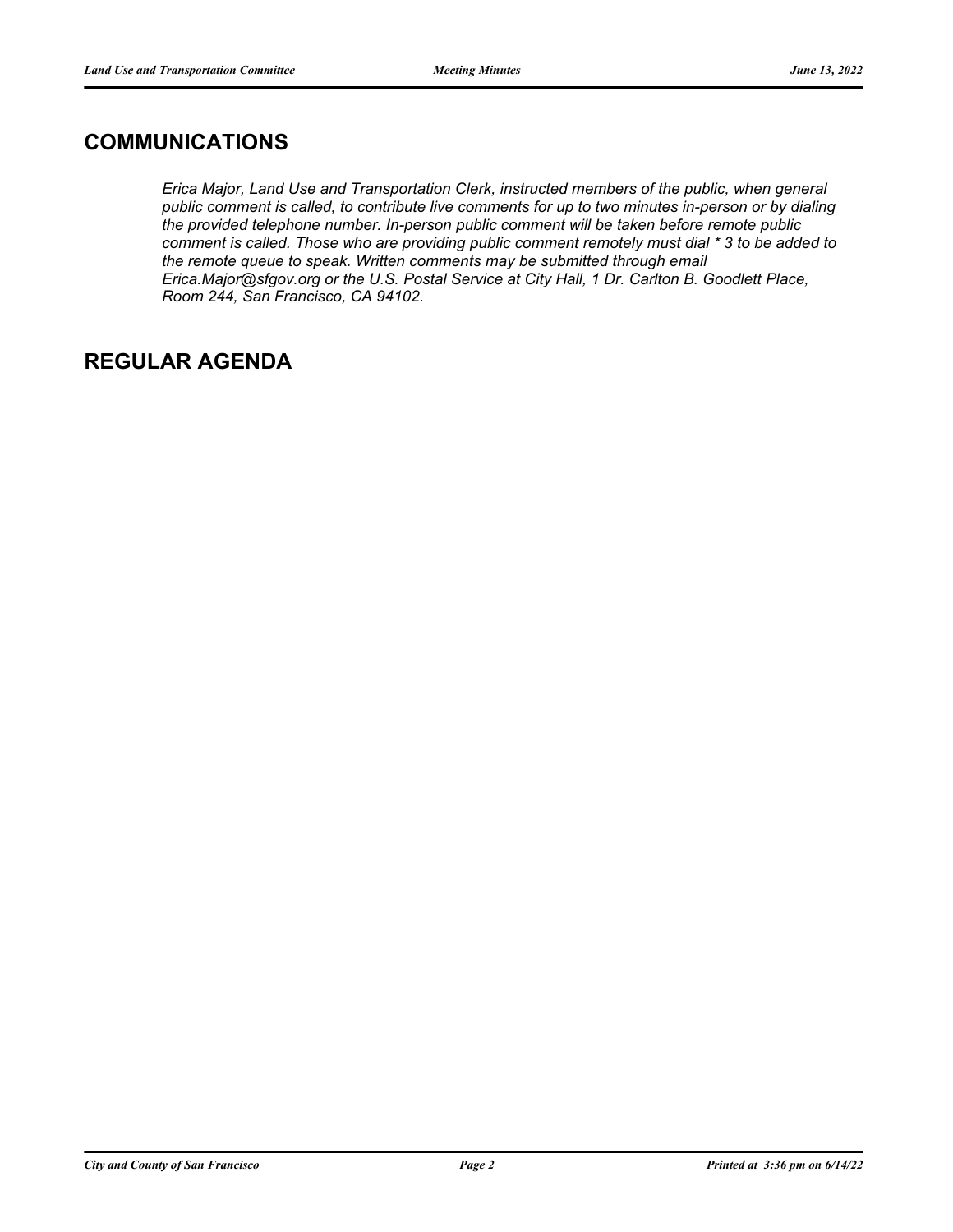## COMMUNICATIONS

*Erica Major, Land Use and Transportation Clerk, instructed members of the public, when general public comment is called, to contribute live comments for up to two minutes in-person or by dialing the provided telephone number. In-person public comment will be taken before remote public comment is called. Those who are providing public comment remotely must dial * 3 to be added to the remote queue to speak. Written comments may be submitted through email Erica.Major@sfgov.org or the U.S. Postal Service at City Hall, 1 Dr. Carlton B. Goodlett Place, Room 244, San Francisco, CA 94102.*

## REGULAR AGENDA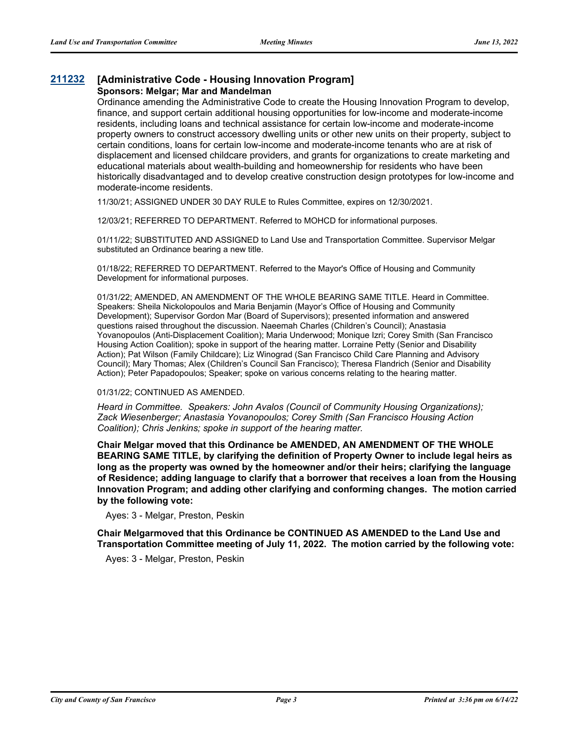## 211232 [Administrative Code - Housing Innovation Program]

**Sponsors: Melgar; Mar and Mandelman**

Ordinance amending the Administrative Code to create the Housing Innovation Program to develop, finance, and support certain additional housing opportunities for low-income and moderate-income residents, including loans and technical assistance for certain low-income and moderate-income property owners to construct accessory dwelling units or other new units on their property, subject to certain conditions, loans for certain low-income and moderate-income tenants who are at risk of displacement and licensed childcare providers, and grants for organizations to create marketing and educational materials about wealth-building and homeownership for residents who have been historically disadvantaged and to develop creative construction design prototypes for low-income and moderate-income residents.

11/30/21; ASSIGNED UNDER 30 DAY RULE to Rules Committee, expires on 12/30/2021.

12/03/21; REFERRED TO DEPARTMENT. Referred to MOHCD for informational purposes.

01/11/22; SUBSTITUTED AND ASSIGNED to Land Use and Transportation Committee. Supervisor Melgar substituted an Ordinance bearing a new title.

01/18/22; REFERRED TO DEPARTMENT. Referred to the Mayor's Office of Housing and Community Development for informational purposes.

01/31/22; AMENDED, AN AMENDMENT OF THE WHOLE BEARING SAME TITLE. Heard in Committee. Speakers: Sheila Nickolopoulos and Maria Benjamin (Mayor's Office of Housing and Community Development); Supervisor Gordon Mar (Board of Supervisors); presented information and answered questions raised throughout the discussion. Naeemah Charles (Children's Council); Anastasia Yovanopoulos (Anti-Displacement Coalition); Maria Underwood; Monique Izri; Corey Smith (San Francisco Housing Action Coalition); spoke in support of the hearing matter. Lorraine Petty (Senior and Disability Action); Pat Wilson (Family Childcare); Liz Winograd (San Francisco Child Care Planning and Advisory Council); Mary Thomas; Alex (Children's Council San Francisco); Theresa Flandrich (Senior and Disability Action); Peter Papadopoulos; Speaker; spoke on various concerns relating to the hearing matter.

01/31/22; CONTINUED AS AMENDED.

*Heard in Committee. Speakers: John Avalos (Council of Community Housing Organizations); Zack Wiesenberger; Anastasia Yovanopoulos; Corey Smith (San Francisco Housing Action Coalition); Chris Jenkins; spoke in support of the hearing matter.*

**Chair Melgar moved that this Ordinance be AMENDED, AN AMENDMENT OF THE WHOLE BEARING SAME TITLE, by clarifying the definition of Property Owner to include legal heirs as long as the property was owned by the homeowner and/or their heirs; clarifying the language of Residence; adding language to clarify that a borrower that receives a loan from the Housing Innovation Program; and adding other clarifying and conforming changes. The motion carried by the following vote:**

Ayes: 3 - Melgar, Preston, Peskin

**Chair Melgarmoved that this Ordinance be CONTINUED AS AMENDED to the Land Use and Transportation Committee meeting of July 11, 2022. The motion carried by the following vote:**

Ayes: 3 - Melgar, Preston, Peskin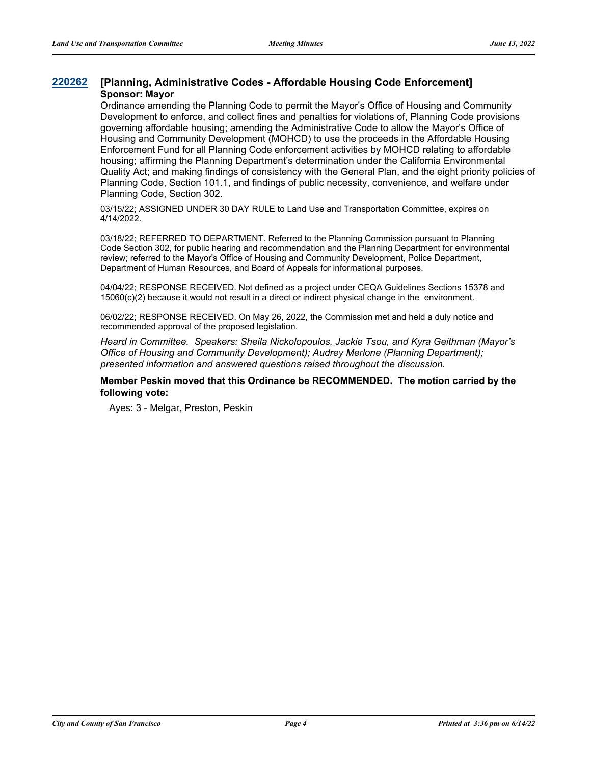## 220262 [Planning, Administrative Codes - Affordable Housing Code Enforcement]

**Sponsor: Mayor**

Ordinance amending the Planning Code to permit the Mayor's Office of Housing and Community Development to enforce, and collect fines and penalties for violations of, Planning Code provisions governing affordable housing; amending the Administrative Code to allow the Mayor's Office of Housing and Community Development (MOHCD) to use the proceeds in the Affordable Housing Enforcement Fund for all Planning Code enforcement activities by MOHCD relating to affordable housing; affirming the Planning Department's determination under the California Environmental Quality Act; and making findings of consistency with the General Plan, and the eight priority policies of Planning Code, Section 101.1, and findings of public necessity, convenience, and welfare under Planning Code, Section 302.

03/15/22; ASSIGNED UNDER 30 DAY RULE to Land Use and Transportation Committee, expires on 4/14/2022.

03/18/22; REFERRED TO DEPARTMENT. Referred to the Planning Commission pursuant to Planning Code Section 302, for public hearing and recommendation and the Planning Department for environmental review; referred to the Mayor's Office of Housing and Community Development, Police Department, Department of Human Resources, and Board of Appeals for informational purposes.

04/04/22; RESPONSE RECEIVED. Not defined as a project under CEQA Guidelines Sections 15378 and 15060(c)(2) because it would not result in a direct or indirect physical change in the environment.

06/02/22; RESPONSE RECEIVED. On May 26, 2022, the Commission met and held a duly notice and recommended approval of the proposed legislation.

*Heard in Committee. Speakers: Sheila Nickolopoulos, Jackie Tsou, and Kyra Geithman (Mayor's Office of Housing and Community Development); Audrey Merlone (Planning Department); presented information and answered questions raised throughout the discussion.*

**Member Peskin moved that this Ordinance be RECOMMENDED. The motion carried by the following vote:**

Ayes: 3 - Melgar, Preston, Peskin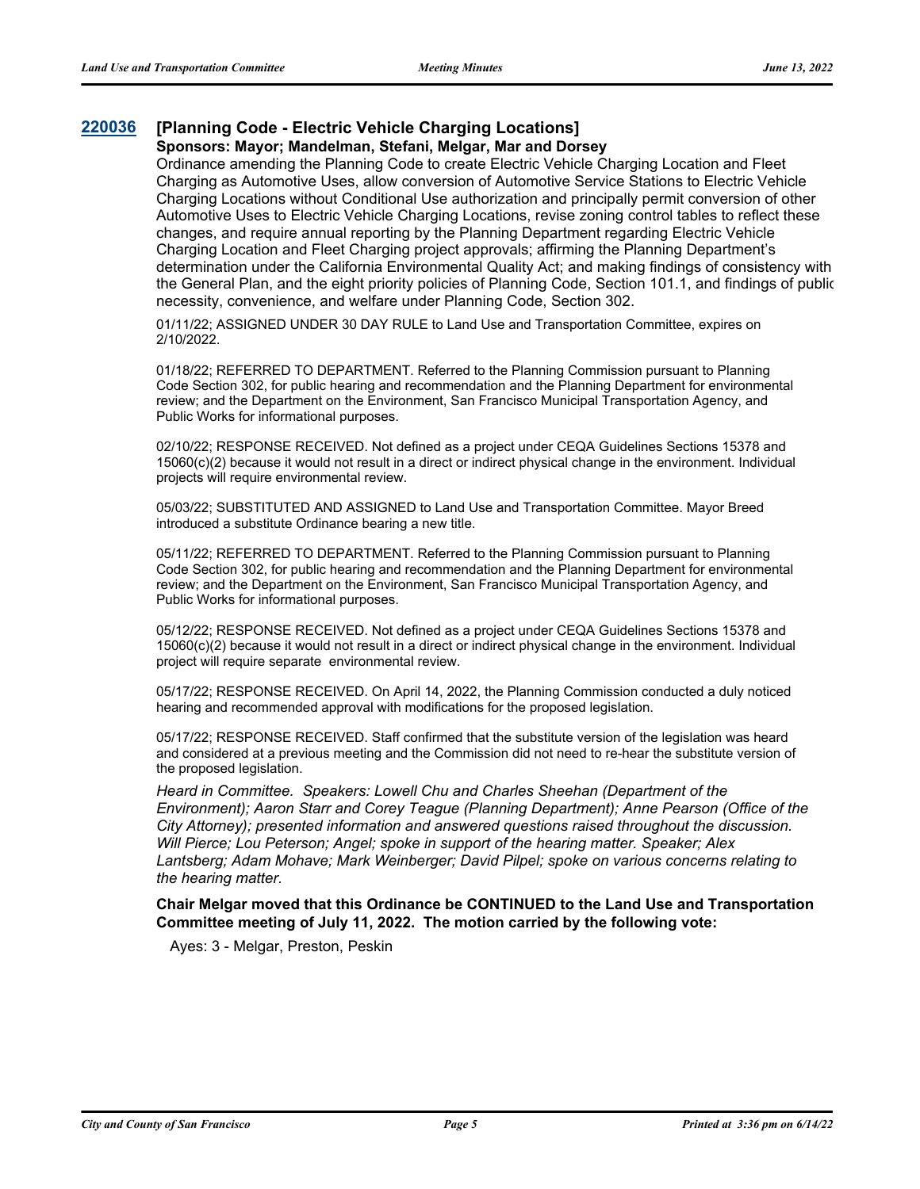## 220036 [Planning Code - Electric Vehicle Charging Locations]

**Sponsors: Mayor; Mandelman, Stefani, Melgar, Mar and Dorsey**

Ordinance amending the Planning Code to create Electric Vehicle Charging Location and Fleet Charging as Automotive Uses, allow conversion of Automotive Service Stations to Electric Vehicle Charging Locations without Conditional Use authorization and principally permit conversion of other Automotive Uses to Electric Vehicle Charging Locations, revise zoning control tables to reflect these changes, and require annual reporting by the Planning Department regarding Electric Vehicle Charging Location and Fleet Charging project approvals; affirming the Planning Department's determination under the California Environmental Quality Act; and making findings of consistency with the General Plan, and the eight priority policies of Planning Code, Section 101.1, and findings of public necessity, convenience, and welfare under Planning Code, Section 302.

01/11/22; ASSIGNED UNDER 30 DAY RULE to Land Use and Transportation Committee, expires on 2/10/2022.

01/18/22; REFERRED TO DEPARTMENT. Referred to the Planning Commission pursuant to Planning Code Section 302, for public hearing and recommendation and the Planning Department for environmental review; and the Department on the Environment, San Francisco Municipal Transportation Agency, and Public Works for informational purposes.

02/10/22; RESPONSE RECEIVED. Not defined as a project under CEQA Guidelines Sections 15378 and 15060(c)(2) because it would not result in a direct or indirect physical change in the environment. Individual projects will require environmental review.

05/03/22; SUBSTITUTED AND ASSIGNED to Land Use and Transportation Committee. Mayor Breed introduced a substitute Ordinance bearing a new title.

05/11/22; REFERRED TO DEPARTMENT. Referred to the Planning Commission pursuant to Planning Code Section 302, for public hearing and recommendation and the Planning Department for environmental review; and the Department on the Environment, San Francisco Municipal Transportation Agency, and Public Works for informational purposes.

05/12/22; RESPONSE RECEIVED. Not defined as a project under CEQA Guidelines Sections 15378 and 15060(c)(2) because it would not result in a direct or indirect physical change in the environment. Individual project will require separate environmental review.

05/17/22; RESPONSE RECEIVED. On April 14, 2022, the Planning Commission conducted a duly noticed hearing and recommended approval with modifications for the proposed legislation.

05/17/22; RESPONSE RECEIVED. Staff confirmed that the substitute version of the legislation was heard and considered at a previous meeting and the Commission did not need to re-hear the substitute version of the proposed legislation.

*Heard in Committee. Speakers: Lowell Chu and Charles Sheehan (Department of the Environment); Aaron Starr and Corey Teague (Planning Department); Anne Pearson (Office of the City Attorney); presented information and answered questions raised throughout the discussion. Will Pierce; Lou Peterson; Angel; spoke in support of the hearing matter. Speaker; Alex Lantsberg; Adam Mohave; Mark Weinberger; David Pilpel; spoke on various concerns relating to the hearing matter.*

**Chair Melgar moved that this Ordinance be CONTINUED to the Land Use and Transportation Committee meeting of July 11, 2022. The motion carried by the following vote:**

Ayes: 3 - Melgar, Preston, Peskin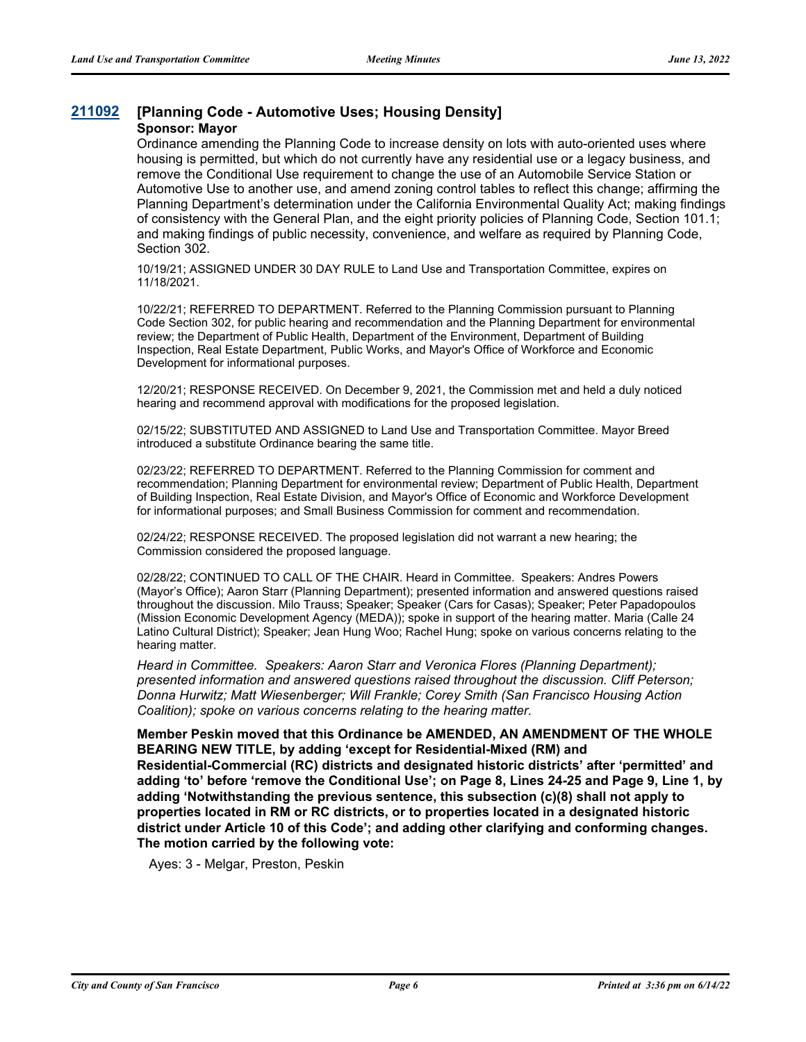## 211092 [Planning Code - Automotive Uses; Housing Density]

**Sponsor: Mayor**

Ordinance amending the Planning Code to increase density on lots with auto-oriented uses where housing is permitted, but which do not currently have any residential use or a legacy business, and remove the Conditional Use requirement to change the use of an Automobile Service Station or Automotive Use to another use, and amend zoning control tables to reflect this change; affirming the Planning Department's determination under the California Environmental Quality Act; making findings of consistency with the General Plan, and the eight priority policies of Planning Code, Section 101.1; and making findings of public necessity, convenience, and welfare as required by Planning Code, Section 302.

10/19/21; ASSIGNED UNDER 30 DAY RULE to Land Use and Transportation Committee, expires on 11/18/2021.

10/22/21; REFERRED TO DEPARTMENT. Referred to the Planning Commission pursuant to Planning Code Section 302, for public hearing and recommendation and the Planning Department for environmental review; the Department of Public Health, Department of the Environment, Department of Building Inspection, Real Estate Department, Public Works, and Mayor's Office of Workforce and Economic Development for informational purposes.

12/20/21; RESPONSE RECEIVED. On December 9, 2021, the Commission met and held a duly noticed hearing and recommend approval with modifications for the proposed legislation.

02/15/22; SUBSTITUTED AND ASSIGNED to Land Use and Transportation Committee. Mayor Breed introduced a substitute Ordinance bearing the same title.

02/23/22; REFERRED TO DEPARTMENT. Referred to the Planning Commission for comment and recommendation; Planning Department for environmental review; Department of Public Health, Department of Building Inspection, Real Estate Division, and Mayor's Office of Economic and Workforce Development for informational purposes; and Small Business Commission for comment and recommendation.

02/24/22; RESPONSE RECEIVED. The proposed legislation did not warrant a new hearing; the Commission considered the proposed language.

02/28/22; CONTINUED TO CALL OF THE CHAIR. Heard in Committee. Speakers: Andres Powers (Mayor's Office); Aaron Starr (Planning Department); presented information and answered questions raised throughout the discussion. Milo Trauss; Speaker; Speaker (Cars for Casas); Speaker; Peter Papadopoulos (Mission Economic Development Agency (MEDA)); spoke in support of the hearing matter. Maria (Calle 24 Latino Cultural District); Speaker; Jean Hung Woo; Rachel Hung; spoke on various concerns relating to the hearing matter.

*Heard in Committee. Speakers: Aaron Starr and Veronica Flores (Planning Department); presented information and answered questions raised throughout the discussion. Cliff Peterson; Donna Hurwitz; Matt Wiesenberger; Will Frankle; Corey Smith (San Francisco Housing Action Coalition); spoke on various concerns relating to the hearing matter.*

**Member Peskin moved that this Ordinance be AMENDED, AN AMENDMENT OF THE WHOLE BEARING NEW TITLE, by adding 'except for Residential-Mixed (RM) and Residential-Commercial (RC) districts and designated historic districts' after 'permitted' and adding 'to' before 'remove the Conditional Use'; on Page 8, Lines 24-25 and Page 9, Line 1, by adding 'Notwithstanding the previous sentence, this subsection (c)(8) shall not apply to properties located in RM or RC districts, or to properties located in a designated historic district under Article 10 of this Code'; and adding other clarifying and conforming changes. The motion carried by the following vote:**

Ayes: 3 - Melgar, Preston, Peskin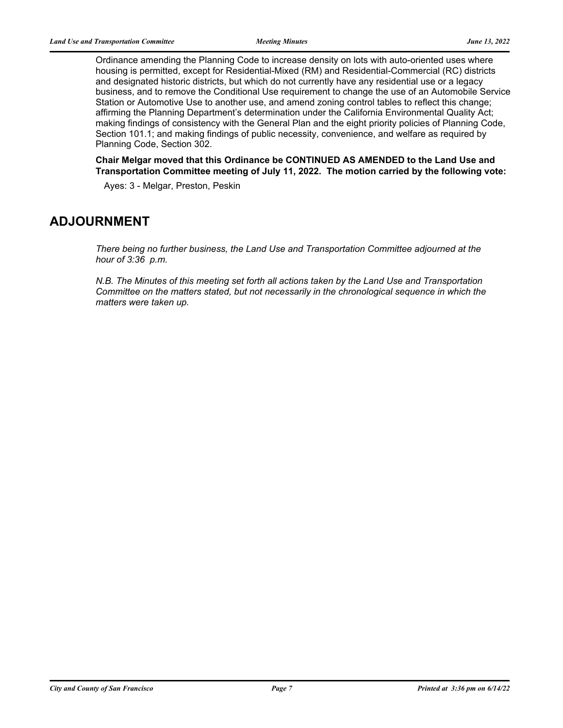Ordinance amending the Planning Code to increase density on lots with auto-oriented uses where housing is permitted, except for Residential-Mixed (RM) and Residential-Commercial (RC) districts and designated historic districts, but which do not currently have any residential use or a legacy business, and to remove the Conditional Use requirement to change the use of an Automobile Service Station or Automotive Use to another use, and amend zoning control tables to reflect this change; affirming the Planning Department's determination under the California Environmental Quality Act; making findings of consistency with the General Plan and the eight priority policies of Planning Code, Section 101.1; and making findings of public necessity, convenience, and welfare as required by Planning Code, Section 302.

**Chair Melgar moved that this Ordinance be CONTINUED AS AMENDED to the Land Use and Transportation Committee meeting of July 11, 2022. The motion carried by the following vote:**

Ayes: 3 - Melgar, Preston, Peskin

## ADJOURNMENT

*There being no further business, the Land Use and Transportation Committee adjourned at the hour of 3:36 p.m.*

*N.B. The Minutes of this meeting set forth all actions taken by the Land Use and Transportation Committee on the matters stated, but not necessarily in the chronological sequence in which the matters were taken up.*